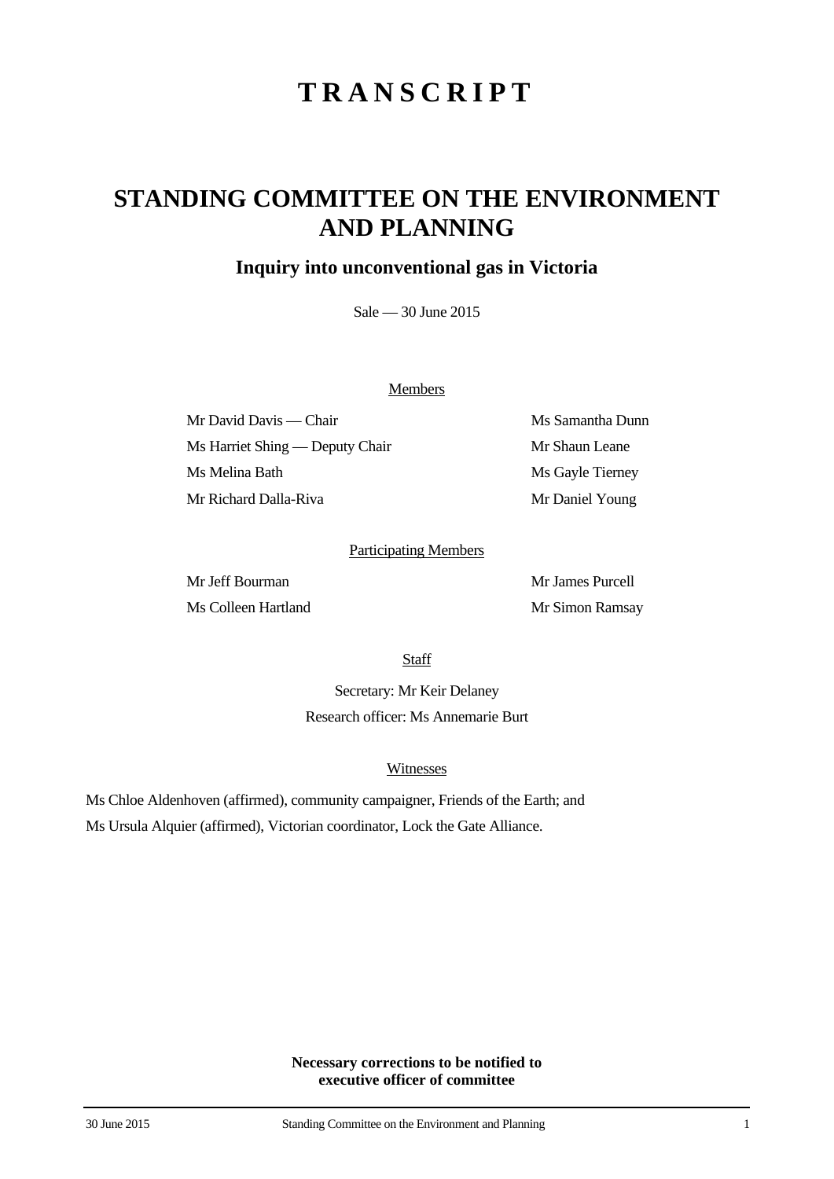# T R A N S C R I P T

# STANDING COMMITTEE ON THE ENVIRONMENT AND PLANNING

## Inquiry into unconventional gas in Victoria

Sale — 30 June 2015

Members

| | |
|---|---|
| Mr David Davis — Chair | Ms Samantha Dunn |
| Ms Harriet Shing — Deputy Chair | Mr Shaun Leane |
| Ms Melina Bath | Ms Gayle Tierney |
| Mr Richard Dalla-Riva | Mr Daniel Young |

Participating Members

| | |
|---|---|
| Mr Jeff Bourman | Mr James Purcell |
| Ms Colleen Hartland | Mr Simon Ramsay |

Staff

Secretary: Mr Keir Delaney

Research officer: Ms Annemarie Burt

Witnesses

Ms Chloe Aldenhoven (affirmed), community campaigner, Friends of the Earth; and

Ms Ursula Alquier (affirmed), Victorian coordinator, Lock the Gate Alliance.

**Necessary corrections to be notified to executive officer of committee**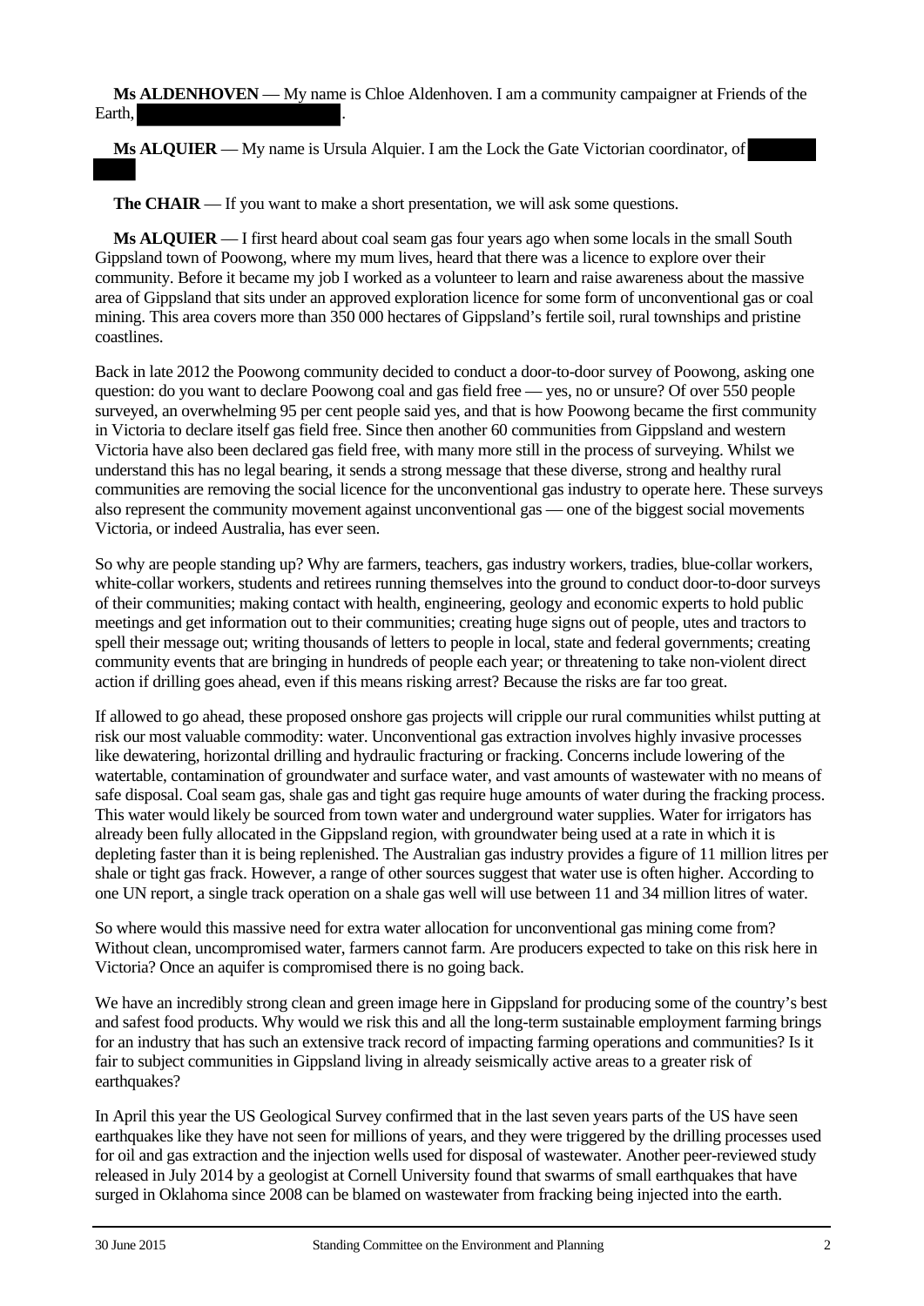**Ms ALDENHOVEN** — My name is Chloe Aldenhoven. I am a community campaigner at Friends of the Earth, .

**Ms ALQUIER** — My name is Ursula Alquier. I am the Lock the Gate Victorian coordinator, of

**The CHAIR** — If you want to make a short presentation, we will ask some questions.

**Ms ALQUIER** — I first heard about coal seam gas four years ago when some locals in the small South Gippsland town of Poowong, where my mum lives, heard that there was a licence to explore over their community. Before it became my job I worked as a volunteer to learn and raise awareness about the massive area of Gippsland that sits under an approved exploration licence for some form of unconventional gas or coal mining. This area covers more than 350 000 hectares of Gippsland's fertile soil, rural townships and pristine coastlines.

Back in late 2012 the Poowong community decided to conduct a door-to-door survey of Poowong, asking one question: do you want to declare Poowong coal and gas field free — yes, no or unsure? Of over 550 people surveyed, an overwhelming 95 per cent people said yes, and that is how Poowong became the first community in Victoria to declare itself gas field free. Since then another 60 communities from Gippsland and western Victoria have also been declared gas field free, with many more still in the process of surveying. Whilst we understand this has no legal bearing, it sends a strong message that these diverse, strong and healthy rural communities are removing the social licence for the unconventional gas industry to operate here. These surveys also represent the community movement against unconventional gas — one of the biggest social movements Victoria, or indeed Australia, has ever seen.

So why are people standing up? Why are farmers, teachers, gas industry workers, tradies, blue-collar workers, white-collar workers, students and retirees running themselves into the ground to conduct door-to-door surveys of their communities; making contact with health, engineering, geology and economic experts to hold public meetings and get information out to their communities; creating huge signs out of people, utes and tractors to spell their message out; writing thousands of letters to people in local, state and federal governments; creating community events that are bringing in hundreds of people each year; or threatening to take non-violent direct action if drilling goes ahead, even if this means risking arrest? Because the risks are far too great.

If allowed to go ahead, these proposed onshore gas projects will cripple our rural communities whilst putting at risk our most valuable commodity: water. Unconventional gas extraction involves highly invasive processes like dewatering, horizontal drilling and hydraulic fracturing or fracking. Concerns include lowering of the watertable, contamination of groundwater and surface water, and vast amounts of wastewater with no means of safe disposal. Coal seam gas, shale gas and tight gas require huge amounts of water during the fracking process. This water would likely be sourced from town water and underground water supplies. Water for irrigators has already been fully allocated in the Gippsland region, with groundwater being used at a rate in which it is depleting faster than it is being replenished. The Australian gas industry provides a figure of 11 million litres per shale or tight gas frack. However, a range of other sources suggest that water use is often higher. According to one UN report, a single track operation on a shale gas well will use between 11 and 34 million litres of water.

So where would this massive need for extra water allocation for unconventional gas mining come from? Without clean, uncompromised water, farmers cannot farm. Are producers expected to take on this risk here in Victoria? Once an aquifer is compromised there is no going back.

We have an incredibly strong clean and green image here in Gippsland for producing some of the country's best and safest food products. Why would we risk this and all the long-term sustainable employment farming brings for an industry that has such an extensive track record of impacting farming operations and communities? Is it fair to subject communities in Gippsland living in already seismically active areas to a greater risk of earthquakes?

In April this year the US Geological Survey confirmed that in the last seven years parts of the US have seen earthquakes like they have not seen for millions of years, and they were triggered by the drilling processes used for oil and gas extraction and the injection wells used for disposal of wastewater. Another peer-reviewed study released in July 2014 by a geologist at Cornell University found that swarms of small earthquakes that have surged in Oklahoma since 2008 can be blamed on wastewater from fracking being injected into the earth.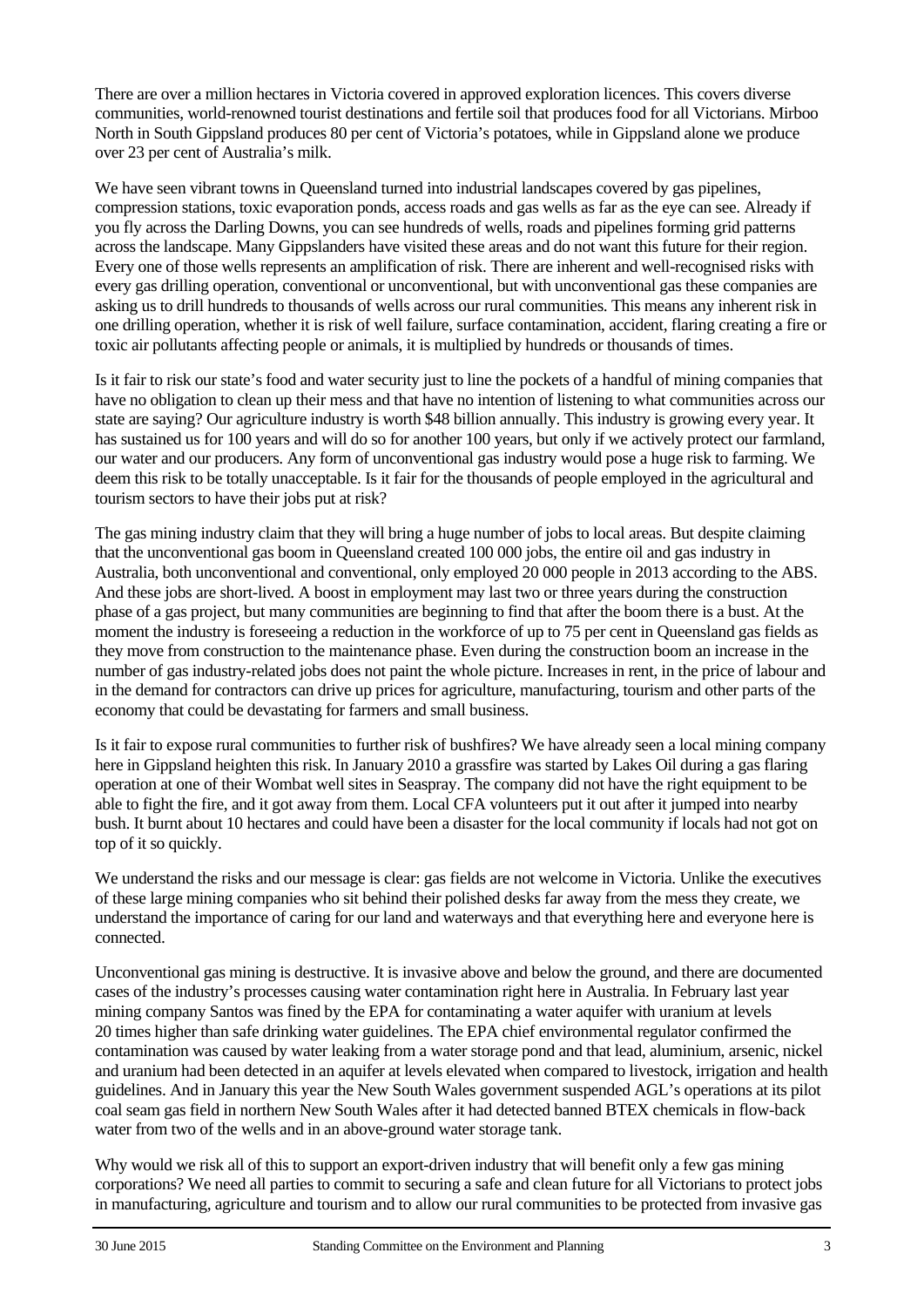There are over a million hectares in Victoria covered in approved exploration licences. This covers diverse communities, world-renowned tourist destinations and fertile soil that produces food for all Victorians. Mirboo North in South Gippsland produces 80 per cent of Victoria's potatoes, while in Gippsland alone we produce over 23 per cent of Australia's milk.

We have seen vibrant towns in Queensland turned into industrial landscapes covered by gas pipelines, compression stations, toxic evaporation ponds, access roads and gas wells as far as the eye can see. Already if you fly across the Darling Downs, you can see hundreds of wells, roads and pipelines forming grid patterns across the landscape. Many Gippslanders have visited these areas and do not want this future for their region. Every one of those wells represents an amplification of risk. There are inherent and well-recognised risks with every gas drilling operation, conventional or unconventional, but with unconventional gas these companies are asking us to drill hundreds to thousands of wells across our rural communities. This means any inherent risk in one drilling operation, whether it is risk of well failure, surface contamination, accident, flaring creating a fire or toxic air pollutants affecting people or animals, it is multiplied by hundreds or thousands of times.

Is it fair to risk our state's food and water security just to line the pockets of a handful of mining companies that have no obligation to clean up their mess and that have no intention of listening to what communities across our state are saying? Our agriculture industry is worth $48 billion annually. This industry is growing every year. It has sustained us for 100 years and will do so for another 100 years, but only if we actively protect our farmland, our water and our producers. Any form of unconventional gas industry would pose a huge risk to farming. We deem this risk to be totally unacceptable. Is it fair for the thousands of people employed in the agricultural and tourism sectors to have their jobs put at risk?

The gas mining industry claim that they will bring a huge number of jobs to local areas. But despite claiming that the unconventional gas boom in Queensland created 100 000 jobs, the entire oil and gas industry in Australia, both unconventional and conventional, only employed 20 000 people in 2013 according to the ABS. And these jobs are short-lived. A boost in employment may last two or three years during the construction phase of a gas project, but many communities are beginning to find that after the boom there is a bust. At the moment the industry is foreseeing a reduction in the workforce of up to 75 per cent in Queensland gas fields as they move from construction to the maintenance phase. Even during the construction boom an increase in the number of gas industry-related jobs does not paint the whole picture. Increases in rent, in the price of labour and in the demand for contractors can drive up prices for agriculture, manufacturing, tourism and other parts of the economy that could be devastating for farmers and small business.

Is it fair to expose rural communities to further risk of bushfires? We have already seen a local mining company here in Gippsland heighten this risk. In January 2010 a grassfire was started by Lakes Oil during a gas flaring operation at one of their Wombat well sites in Seaspray. The company did not have the right equipment to be able to fight the fire, and it got away from them. Local CFA volunteers put it out after it jumped into nearby bush. It burnt about 10 hectares and could have been a disaster for the local community if locals had not got on top of it so quickly.

We understand the risks and our message is clear: gas fields are not welcome in Victoria. Unlike the executives of these large mining companies who sit behind their polished desks far away from the mess they create, we understand the importance of caring for our land and waterways and that everything here and everyone here is connected.

Unconventional gas mining is destructive. It is invasive above and below the ground, and there are documented cases of the industry's processes causing water contamination right here in Australia. In February last year mining company Santos was fined by the EPA for contaminating a water aquifer with uranium at levels 20 times higher than safe drinking water guidelines. The EPA chief environmental regulator confirmed the contamination was caused by water leaking from a water storage pond and that lead, aluminium, arsenic, nickel and uranium had been detected in an aquifer at levels elevated when compared to livestock, irrigation and health guidelines. And in January this year the New South Wales government suspended AGL's operations at its pilot coal seam gas field in northern New South Wales after it had detected banned BTEX chemicals in flow-back water from two of the wells and in an above-ground water storage tank.

Why would we risk all of this to support an export-driven industry that will benefit only a few gas mining corporations? We need all parties to commit to securing a safe and clean future for all Victorians to protect jobs in manufacturing, agriculture and tourism and to allow our rural communities to be protected from invasive gas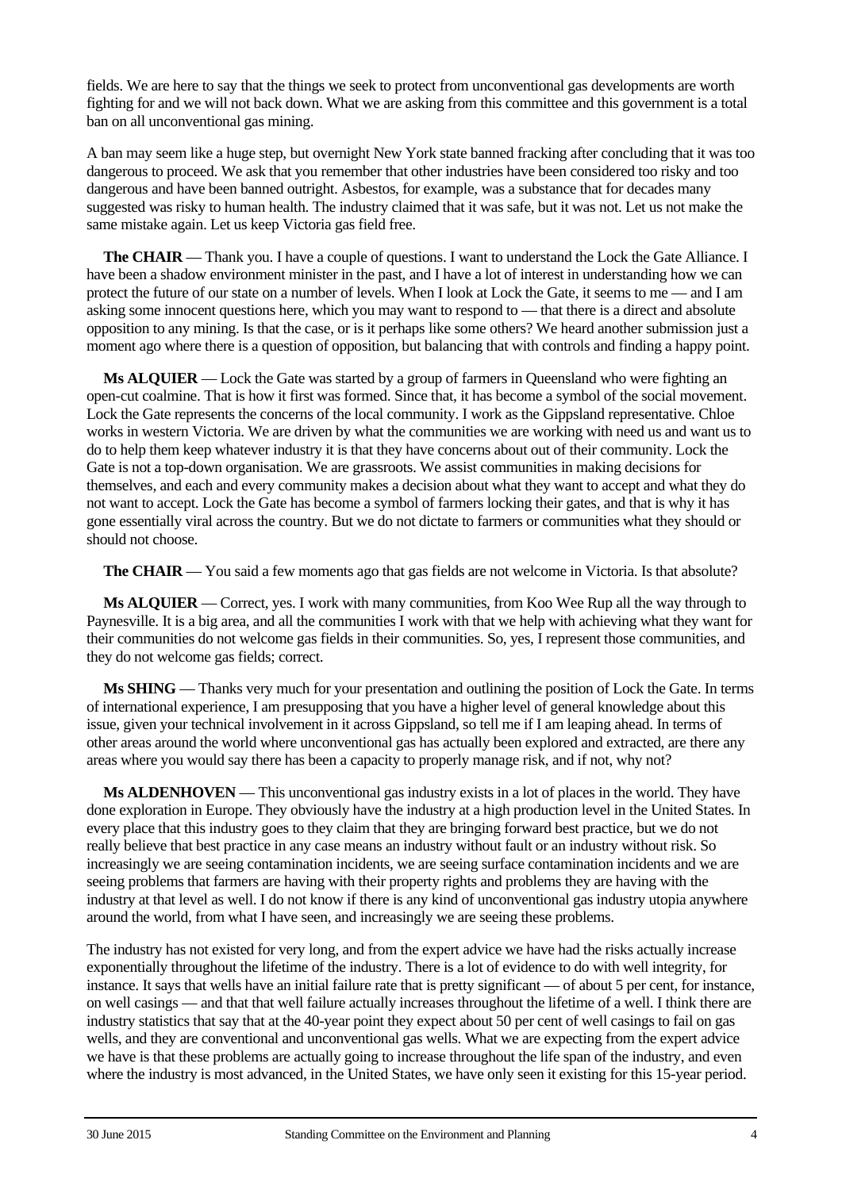fields. We are here to say that the things we seek to protect from unconventional gas developments are worth fighting for and we will not back down. What we are asking from this committee and this government is a total ban on all unconventional gas mining.

A ban may seem like a huge step, but overnight New York state banned fracking after concluding that it was too dangerous to proceed. We ask that you remember that other industries have been considered too risky and too dangerous and have been banned outright. Asbestos, for example, was a substance that for decades many suggested was risky to human health. The industry claimed that it was safe, but it was not. Let us not make the same mistake again. Let us keep Victoria gas field free.

**The CHAIR** — Thank you. I have a couple of questions. I want to understand the Lock the Gate Alliance. I have been a shadow environment minister in the past, and I have a lot of interest in understanding how we can protect the future of our state on a number of levels. When I look at Lock the Gate, it seems to me — and I am asking some innocent questions here, which you may want to respond to — that there is a direct and absolute opposition to any mining. Is that the case, or is it perhaps like some others? We heard another submission just a moment ago where there is a question of opposition, but balancing that with controls and finding a happy point.

**Ms ALQUIER** — Lock the Gate was started by a group of farmers in Queensland who were fighting an open-cut coalmine. That is how it first was formed. Since that, it has become a symbol of the social movement. Lock the Gate represents the concerns of the local community. I work as the Gippsland representative. Chloe works in western Victoria. We are driven by what the communities we are working with need us and want us to do to help them keep whatever industry it is that they have concerns about out of their community. Lock the Gate is not a top-down organisation. We are grassroots. We assist communities in making decisions for themselves, and each and every community makes a decision about what they want to accept and what they do not want to accept. Lock the Gate has become a symbol of farmers locking their gates, and that is why it has gone essentially viral across the country. But we do not dictate to farmers or communities what they should or should not choose.

**The CHAIR** — You said a few moments ago that gas fields are not welcome in Victoria. Is that absolute?

**Ms ALQUIER** — Correct, yes. I work with many communities, from Koo Wee Rup all the way through to Paynesville. It is a big area, and all the communities I work with that we help with achieving what they want for their communities do not welcome gas fields in their communities. So, yes, I represent those communities, and they do not welcome gas fields; correct.

**Ms SHING** — Thanks very much for your presentation and outlining the position of Lock the Gate. In terms of international experience, I am presupposing that you have a higher level of general knowledge about this issue, given your technical involvement in it across Gippsland, so tell me if I am leaping ahead. In terms of other areas around the world where unconventional gas has actually been explored and extracted, are there any areas where you would say there has been a capacity to properly manage risk, and if not, why not?

**Ms ALDENHOVEN** — This unconventional gas industry exists in a lot of places in the world. They have done exploration in Europe. They obviously have the industry at a high production level in the United States. In every place that this industry goes to they claim that they are bringing forward best practice, but we do not really believe that best practice in any case means an industry without fault or an industry without risk. So increasingly we are seeing contamination incidents, we are seeing surface contamination incidents and we are seeing problems that farmers are having with their property rights and problems they are having with the industry at that level as well. I do not know if there is any kind of unconventional gas industry utopia anywhere around the world, from what I have seen, and increasingly we are seeing these problems.

The industry has not existed for very long, and from the expert advice we have had the risks actually increase exponentially throughout the lifetime of the industry. There is a lot of evidence to do with well integrity, for instance. It says that wells have an initial failure rate that is pretty significant — of about 5 per cent, for instance, on well casings — and that that well failure actually increases throughout the lifetime of a well. I think there are industry statistics that say that at the 40-year point they expect about 50 per cent of well casings to fail on gas wells, and they are conventional and unconventional gas wells. What we are expecting from the expert advice we have is that these problems are actually going to increase throughout the life span of the industry, and even where the industry is most advanced, in the United States, we have only seen it existing for this 15-year period.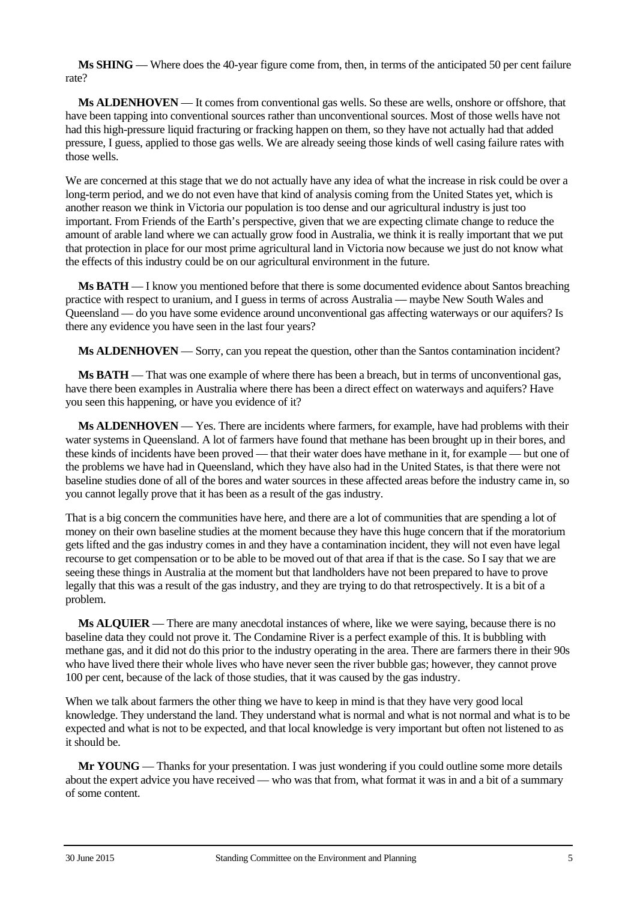**Ms SHING** — Where does the 40-year figure come from, then, in terms of the anticipated 50 per cent failure rate?

**Ms ALDENHOVEN** — It comes from conventional gas wells. So these are wells, onshore or offshore, that have been tapping into conventional sources rather than unconventional sources. Most of those wells have not had this high-pressure liquid fracturing or fracking happen on them, so they have not actually had that added pressure, I guess, applied to those gas wells. We are already seeing those kinds of well casing failure rates with those wells.

We are concerned at this stage that we do not actually have any idea of what the increase in risk could be over a long-term period, and we do not even have that kind of analysis coming from the United States yet, which is another reason we think in Victoria our population is too dense and our agricultural industry is just too important. From Friends of the Earth's perspective, given that we are expecting climate change to reduce the amount of arable land where we can actually grow food in Australia, we think it is really important that we put that protection in place for our most prime agricultural land in Victoria now because we just do not know what the effects of this industry could be on our agricultural environment in the future.

**Ms BATH** — I know you mentioned before that there is some documented evidence about Santos breaching practice with respect to uranium, and I guess in terms of across Australia — maybe New South Wales and Queensland — do you have some evidence around unconventional gas affecting waterways or our aquifers? Is there any evidence you have seen in the last four years?

**Ms ALDENHOVEN** — Sorry, can you repeat the question, other than the Santos contamination incident?

**Ms BATH** — That was one example of where there has been a breach, but in terms of unconventional gas, have there been examples in Australia where there has been a direct effect on waterways and aquifers? Have you seen this happening, or have you evidence of it?

**Ms ALDENHOVEN** — Yes. There are incidents where farmers, for example, have had problems with their water systems in Queensland. A lot of farmers have found that methane has been brought up in their bores, and these kinds of incidents have been proved — that their water does have methane in it, for example — but one of the problems we have had in Queensland, which they have also had in the United States, is that there were not baseline studies done of all of the bores and water sources in these affected areas before the industry came in, so you cannot legally prove that it has been as a result of the gas industry.

That is a big concern the communities have here, and there are a lot of communities that are spending a lot of money on their own baseline studies at the moment because they have this huge concern that if the moratorium gets lifted and the gas industry comes in and they have a contamination incident, they will not even have legal recourse to get compensation or to be able to be moved out of that area if that is the case. So I say that we are seeing these things in Australia at the moment but that landholders have not been prepared to have to prove legally that this was a result of the gas industry, and they are trying to do that retrospectively. It is a bit of a problem.

**Ms ALQUIER** — There are many anecdotal instances of where, like we were saying, because there is no baseline data they could not prove it. The Condamine River is a perfect example of this. It is bubbling with methane gas, and it did not do this prior to the industry operating in the area. There are farmers there in their 90s who have lived there their whole lives who have never seen the river bubble gas; however, they cannot prove 100 per cent, because of the lack of those studies, that it was caused by the gas industry.

When we talk about farmers the other thing we have to keep in mind is that they have very good local knowledge. They understand the land. They understand what is normal and what is not normal and what is to be expected and what is not to be expected, and that local knowledge is very important but often not listened to as it should be.

**Mr YOUNG** — Thanks for your presentation. I was just wondering if you could outline some more details about the expert advice you have received — who was that from, what format it was in and a bit of a summary of some content.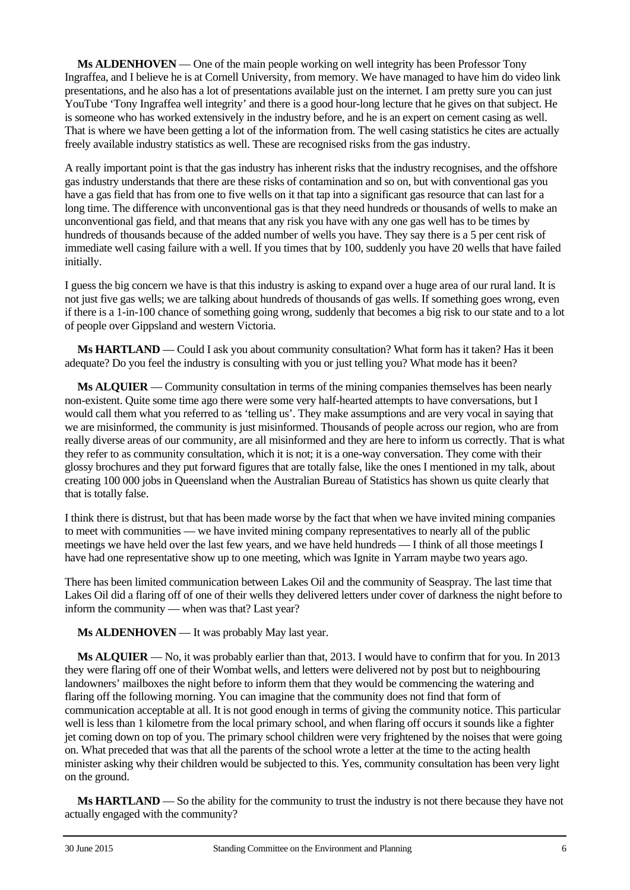**Ms ALDENHOVEN** — One of the main people working on well integrity has been Professor Tony Ingraffea, and I believe he is at Cornell University, from memory. We have managed to have him do video link presentations, and he also has a lot of presentations available just on the internet. I am pretty sure you can just YouTube 'Tony Ingraffea well integrity' and there is a good hour-long lecture that he gives on that subject. He is someone who has worked extensively in the industry before, and he is an expert on cement casing as well. That is where we have been getting a lot of the information from. The well casing statistics he cites are actually freely available industry statistics as well. These are recognised risks from the gas industry.

A really important point is that the gas industry has inherent risks that the industry recognises, and the offshore gas industry understands that there are these risks of contamination and so on, but with conventional gas you have a gas field that has from one to five wells on it that tap into a significant gas resource that can last for a long time. The difference with unconventional gas is that they need hundreds or thousands of wells to make an unconventional gas field, and that means that any risk you have with any one gas well has to be times by hundreds of thousands because of the added number of wells you have. They say there is a 5 per cent risk of immediate well casing failure with a well. If you times that by 100, suddenly you have 20 wells that have failed initially.

I guess the big concern we have is that this industry is asking to expand over a huge area of our rural land. It is not just five gas wells; we are talking about hundreds of thousands of gas wells. If something goes wrong, even if there is a 1-in-100 chance of something going wrong, suddenly that becomes a big risk to our state and to a lot of people over Gippsland and western Victoria.

**Ms HARTLAND** — Could I ask you about community consultation? What form has it taken? Has it been adequate? Do you feel the industry is consulting with you or just telling you? What mode has it been?

**Ms ALQUIER** — Community consultation in terms of the mining companies themselves has been nearly non-existent. Quite some time ago there were some very half-hearted attempts to have conversations, but I would call them what you referred to as 'telling us'. They make assumptions and are very vocal in saying that we are misinformed, the community is just misinformed. Thousands of people across our region, who are from really diverse areas of our community, are all misinformed and they are here to inform us correctly. That is what they refer to as community consultation, which it is not; it is a one-way conversation. They come with their glossy brochures and they put forward figures that are totally false, like the ones I mentioned in my talk, about creating 100 000 jobs in Queensland when the Australian Bureau of Statistics has shown us quite clearly that that is totally false.

I think there is distrust, but that has been made worse by the fact that when we have invited mining companies to meet with communities — we have invited mining company representatives to nearly all of the public meetings we have held over the last few years, and we have held hundreds — I think of all those meetings I have had one representative show up to one meeting, which was Ignite in Yarram maybe two years ago.

There has been limited communication between Lakes Oil and the community of Seaspray. The last time that Lakes Oil did a flaring off of one of their wells they delivered letters under cover of darkness the night before to inform the community — when was that? Last year?

**Ms ALDENHOVEN** — It was probably May last year.

**Ms ALQUIER** — No, it was probably earlier than that, 2013. I would have to confirm that for you. In 2013 they were flaring off one of their Wombat wells, and letters were delivered not by post but to neighbouring landowners' mailboxes the night before to inform them that they would be commencing the watering and flaring off the following morning. You can imagine that the community does not find that form of communication acceptable at all. It is not good enough in terms of giving the community notice. This particular well is less than 1 kilometre from the local primary school, and when flaring off occurs it sounds like a fighter jet coming down on top of you. The primary school children were very frightened by the noises that were going on. What preceded that was that all the parents of the school wrote a letter at the time to the acting health minister asking why their children would be subjected to this. Yes, community consultation has been very light on the ground.

**Ms HARTLAND** — So the ability for the community to trust the industry is not there because they have not actually engaged with the community?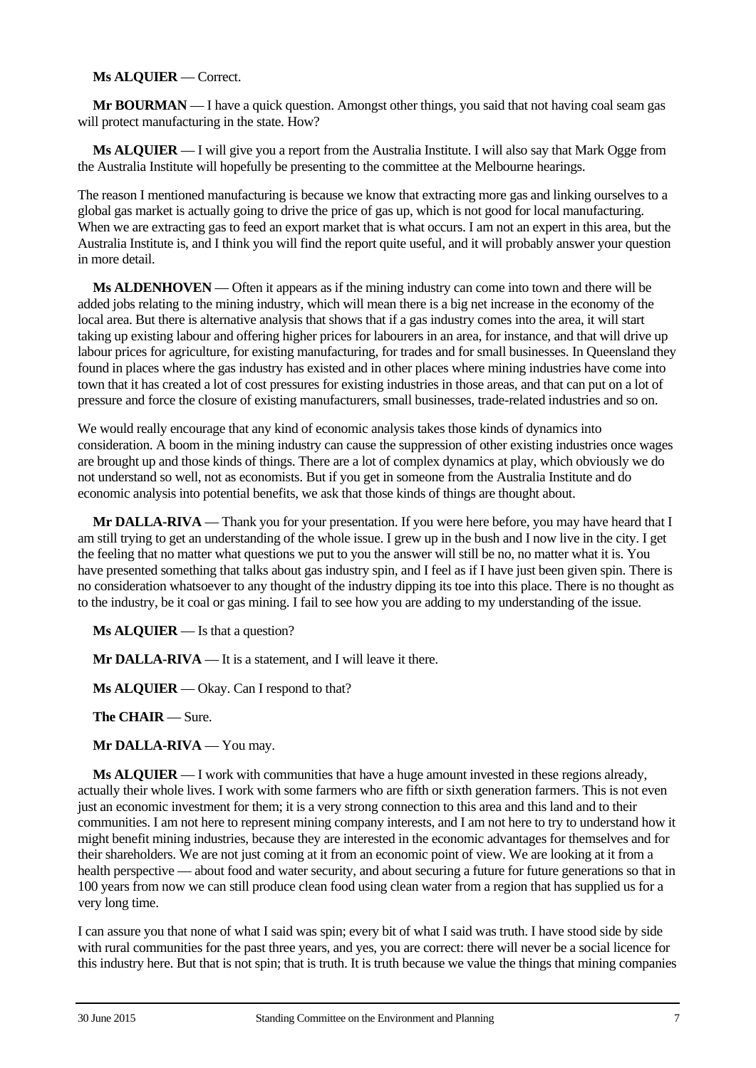**Ms ALQUIER** — Correct.

**Mr BOURMAN** — I have a quick question. Amongst other things, you said that not having coal seam gas will protect manufacturing in the state. How?

**Ms ALQUIER** — I will give you a report from the Australia Institute. I will also say that Mark Ogge from the Australia Institute will hopefully be presenting to the committee at the Melbourne hearings.

The reason I mentioned manufacturing is because we know that extracting more gas and linking ourselves to a global gas market is actually going to drive the price of gas up, which is not good for local manufacturing. When we are extracting gas to feed an export market that is what occurs. I am not an expert in this area, but the Australia Institute is, and I think you will find the report quite useful, and it will probably answer your question in more detail.

**Ms ALDENHOVEN** — Often it appears as if the mining industry can come into town and there will be added jobs relating to the mining industry, which will mean there is a big net increase in the economy of the local area. But there is alternative analysis that shows that if a gas industry comes into the area, it will start taking up existing labour and offering higher prices for labourers in an area, for instance, and that will drive up labour prices for agriculture, for existing manufacturing, for trades and for small businesses. In Queensland they found in places where the gas industry has existed and in other places where mining industries have come into town that it has created a lot of cost pressures for existing industries in those areas, and that can put on a lot of pressure and force the closure of existing manufacturers, small businesses, trade-related industries and so on.

We would really encourage that any kind of economic analysis takes those kinds of dynamics into consideration. A boom in the mining industry can cause the suppression of other existing industries once wages are brought up and those kinds of things. There are a lot of complex dynamics at play, which obviously we do not understand so well, not as economists. But if you get in someone from the Australia Institute and do economic analysis into potential benefits, we ask that those kinds of things are thought about.

**Mr DALLA-RIVA** — Thank you for your presentation. If you were here before, you may have heard that I am still trying to get an understanding of the whole issue. I grew up in the bush and I now live in the city. I get the feeling that no matter what questions we put to you the answer will still be no, no matter what it is. You have presented something that talks about gas industry spin, and I feel as if I have just been given spin. There is no consideration whatsoever to any thought of the industry dipping its toe into this place. There is no thought as to the industry, be it coal or gas mining. I fail to see how you are adding to my understanding of the issue.

**Ms ALQUIER** — Is that a question?

**Mr DALLA-RIVA** — It is a statement, and I will leave it there.

**Ms ALQUIER** — Okay. Can I respond to that?

**The CHAIR** — Sure.

**Mr DALLA-RIVA** — You may.

**Ms ALQUIER** — I work with communities that have a huge amount invested in these regions already, actually their whole lives. I work with some farmers who are fifth or sixth generation farmers. This is not even just an economic investment for them; it is a very strong connection to this area and this land and to their communities. I am not here to represent mining company interests, and I am not here to try to understand how it might benefit mining industries, because they are interested in the economic advantages for themselves and for their shareholders. We are not just coming at it from an economic point of view. We are looking at it from a health perspective — about food and water security, and about securing a future for future generations so that in 100 years from now we can still produce clean food using clean water from a region that has supplied us for a very long time.

I can assure you that none of what I said was spin; every bit of what I said was truth. I have stood side by side with rural communities for the past three years, and yes, you are correct: there will never be a social licence for this industry here. But that is not spin; that is truth. It is truth because we value the things that mining companies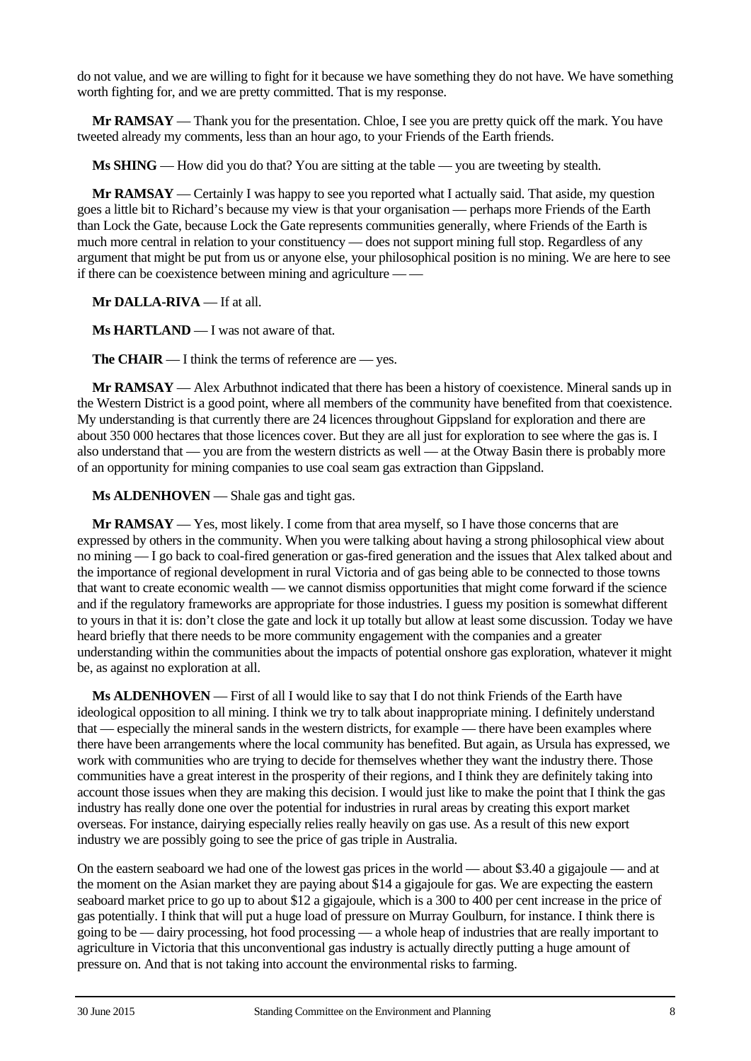do not value, and we are willing to fight for it because we have something they do not have. We have something worth fighting for, and we are pretty committed. That is my response.

**Mr RAMSAY** — Thank you for the presentation. Chloe, I see you are pretty quick off the mark. You have tweeted already my comments, less than an hour ago, to your Friends of the Earth friends.

**Ms SHING** — How did you do that? You are sitting at the table — you are tweeting by stealth.

**Mr RAMSAY** — Certainly I was happy to see you reported what I actually said. That aside, my question goes a little bit to Richard's because my view is that your organisation — perhaps more Friends of the Earth than Lock the Gate, because Lock the Gate represents communities generally, where Friends of the Earth is much more central in relation to your constituency — does not support mining full stop. Regardless of any argument that might be put from us or anyone else, your philosophical position is no mining. We are here to see if there can be coexistence between mining and agriculture — —

**Mr DALLA-RIVA** — If at all.

**Ms HARTLAND** — I was not aware of that.

**The CHAIR** — I think the terms of reference are — yes.

**Mr RAMSAY** — Alex Arbuthnot indicated that there has been a history of coexistence. Mineral sands up in the Western District is a good point, where all members of the community have benefited from that coexistence. My understanding is that currently there are 24 licences throughout Gippsland for exploration and there are about 350 000 hectares that those licences cover. But they are all just for exploration to see where the gas is. I also understand that — you are from the western districts as well — at the Otway Basin there is probably more of an opportunity for mining companies to use coal seam gas extraction than Gippsland.

**Ms ALDENHOVEN** — Shale gas and tight gas.

**Mr RAMSAY** — Yes, most likely. I come from that area myself, so I have those concerns that are expressed by others in the community. When you were talking about having a strong philosophical view about no mining — I go back to coal-fired generation or gas-fired generation and the issues that Alex talked about and the importance of regional development in rural Victoria and of gas being able to be connected to those towns that want to create economic wealth — we cannot dismiss opportunities that might come forward if the science and if the regulatory frameworks are appropriate for those industries. I guess my position is somewhat different to yours in that it is: don't close the gate and lock it up totally but allow at least some discussion. Today we have heard briefly that there needs to be more community engagement with the companies and a greater understanding within the communities about the impacts of potential onshore gas exploration, whatever it might be, as against no exploration at all.

**Ms ALDENHOVEN** — First of all I would like to say that I do not think Friends of the Earth have ideological opposition to all mining. I think we try to talk about inappropriate mining. I definitely understand that — especially the mineral sands in the western districts, for example — there have been examples where there have been arrangements where the local community has benefited. But again, as Ursula has expressed, we work with communities who are trying to decide for themselves whether they want the industry there. Those communities have a great interest in the prosperity of their regions, and I think they are definitely taking into account those issues when they are making this decision. I would just like to make the point that I think the gas industry has really done one over the potential for industries in rural areas by creating this export market overseas. For instance, dairying especially relies really heavily on gas use. As a result of this new export industry we are possibly going to see the price of gas triple in Australia.

On the eastern seaboard we had one of the lowest gas prices in the world — about $3.40 a gigajoule — and at the moment on the Asian market they are paying about $14 a gigajoule for gas. We are expecting the eastern seaboard market price to go up to about $12 a gigajoule, which is a 300 to 400 per cent increase in the price of gas potentially. I think that will put a huge load of pressure on Murray Goulburn, for instance. I think there is going to be — dairy processing, hot food processing — a whole heap of industries that are really important to agriculture in Victoria that this unconventional gas industry is actually directly putting a huge amount of pressure on. And that is not taking into account the environmental risks to farming.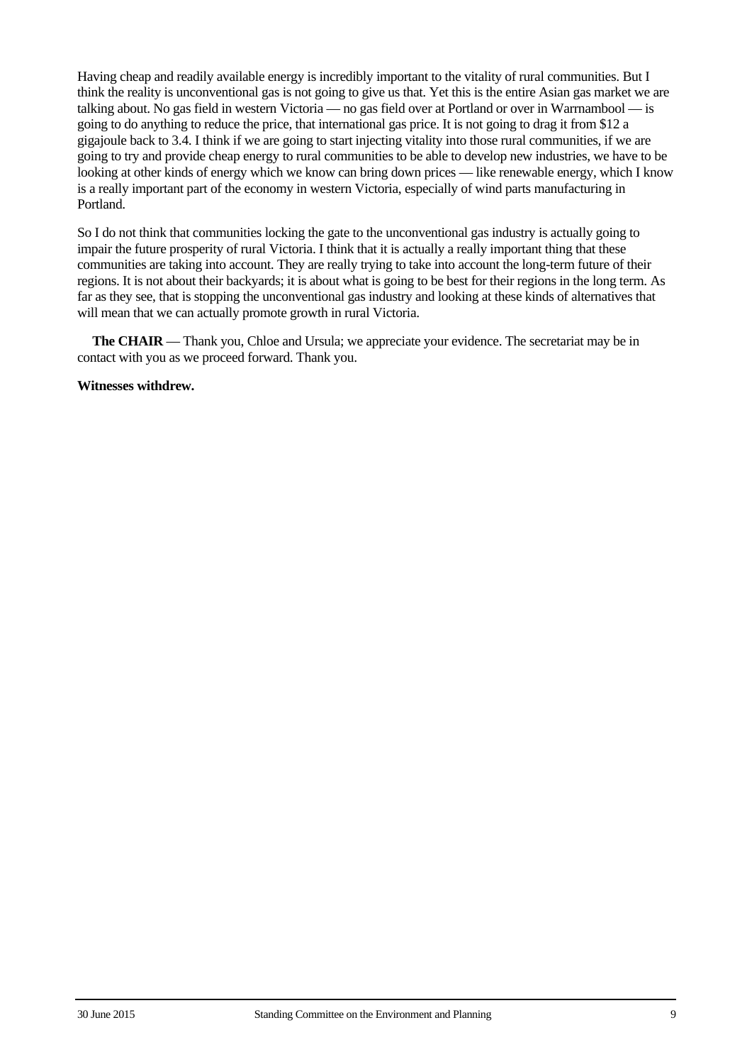Having cheap and readily available energy is incredibly important to the vitality of rural communities. But I think the reality is unconventional gas is not going to give us that. Yet this is the entire Asian gas market we are talking about. No gas field in western Victoria — no gas field over at Portland or over in Warrnambool — is going to do anything to reduce the price, that international gas price. It is not going to drag it from $12 a gigajoule back to 3.4. I think if we are going to start injecting vitality into those rural communities, if we are going to try and provide cheap energy to rural communities to be able to develop new industries, we have to be looking at other kinds of energy which we know can bring down prices — like renewable energy, which I know is a really important part of the economy in western Victoria, especially of wind parts manufacturing in Portland.

So I do not think that communities locking the gate to the unconventional gas industry is actually going to impair the future prosperity of rural Victoria. I think that it is actually a really important thing that these communities are taking into account. They are really trying to take into account the long-term future of their regions. It is not about their backyards; it is about what is going to be best for their regions in the long term. As far as they see, that is stopping the unconventional gas industry and looking at these kinds of alternatives that will mean that we can actually promote growth in rural Victoria.

**The CHAIR** — Thank you, Chloe and Ursula; we appreciate your evidence. The secretariat may be in contact with you as we proceed forward. Thank you.

**Witnesses withdrew.**